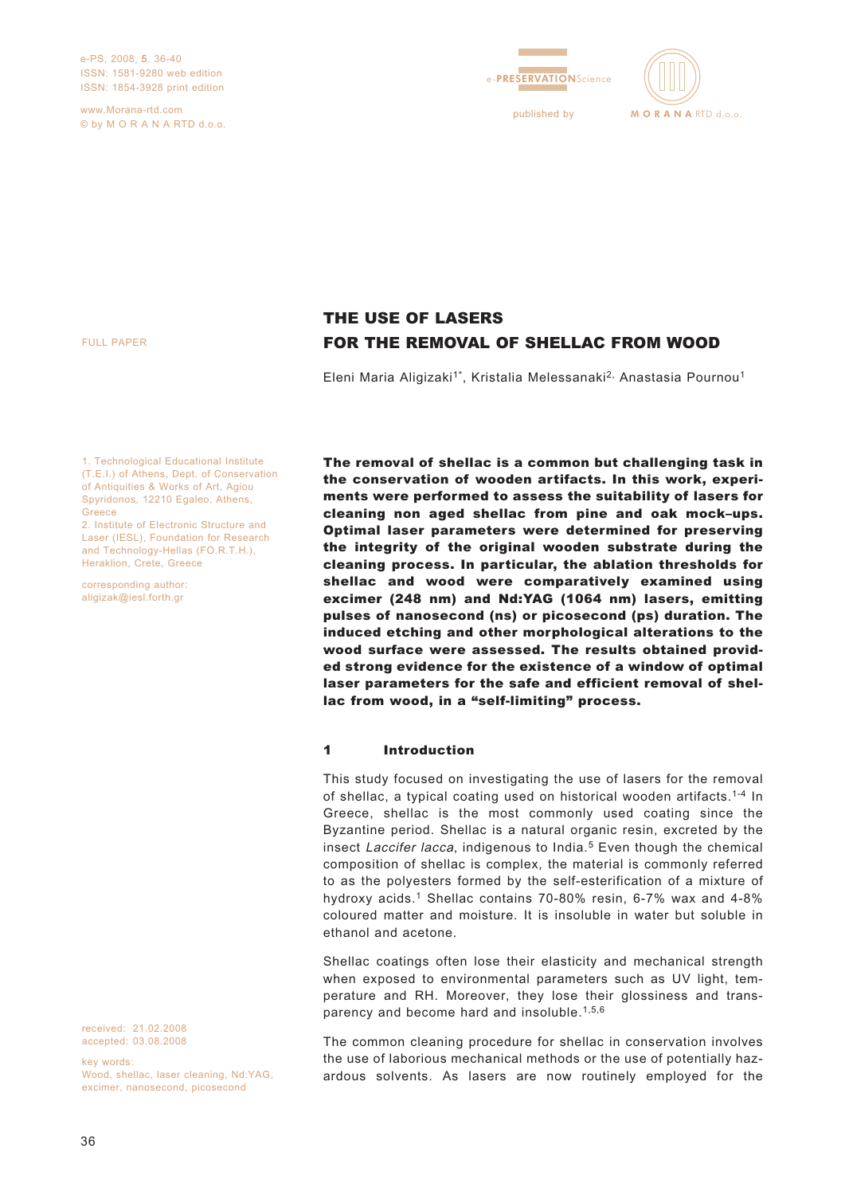FULL PAPER

# THE USE OF LASERS FOR THE REMOVAL OF SHELLAC FROM WOOD

Eleni Maria Aligizaki[1*], Kristalia Melessanaki[2], Anastasia Pournou[1]

1. Technological Educational Institute (T.E.I.) of Athens, Dept. of Conservation of Antiquities & Works of Art, Agiou Spyridonos, 12210 Egaleo, Athens, Greece
2. Institute of Electronic Structure and Laser (IESL), Foundation for Research and Technology-Hellas (FO.R.T.H.), Heraklion, Crete, Greece

corresponding author: aligizak@iesl.forth.gr

received: 21.02.2008
accepted: 03.08.2008

key words: Wood, shellac, laser cleaning, Nd:YAG, excimer, nanosecond, picosecond

**The removal of shellac is a common but challenging task in the conservation of wooden artifacts. In this work, experiments were performed to assess the suitability of lasers for cleaning non aged shellac from pine and oak mock–ups. Optimal laser parameters were determined for preserving the integrity of the original wooden substrate during the cleaning process. In particular, the ablation thresholds for shellac and wood were comparatively examined using excimer (248 nm) and Nd:YAG (1064 nm) lasers, emitting pulses of nanosecond (ns) or picosecond (ps) duration. The induced etching and other morphological alterations to the wood surface were assessed. The results obtained provided strong evidence for the existence of a window of optimal laser parameters for the safe and efficient removal of shellac from wood, in a "self-limiting" process.**

## 1 Introduction

This study focused on investigating the use of lasers for the removal of shellac, a typical coating used on historical wooden artifacts.[1-4] In Greece, shellac is the most commonly used coating since the Byzantine period. Shellac is a natural organic resin, excreted by the insect *Laccifer lacca*, indigenous to India.[5] Even though the chemical composition of shellac is complex, the material is commonly referred to as the polyesters formed by the self-esterification of a mixture of hydroxy acids.[1] Shellac contains 70-80% resin, 6-7% wax and 4-8% coloured matter and moisture. It is insoluble in water but soluble in ethanol and acetone.

Shellac coatings often lose their elasticity and mechanical strength when exposed to environmental parameters such as UV light, temperature and RH. Moreover, they lose their glossiness and transparency and become hard and insoluble.[1,5,6]

The common cleaning procedure for shellac in conservation involves the use of laborious mechanical methods or the use of potentially hazardous solvents. As lasers are now routinely employed for the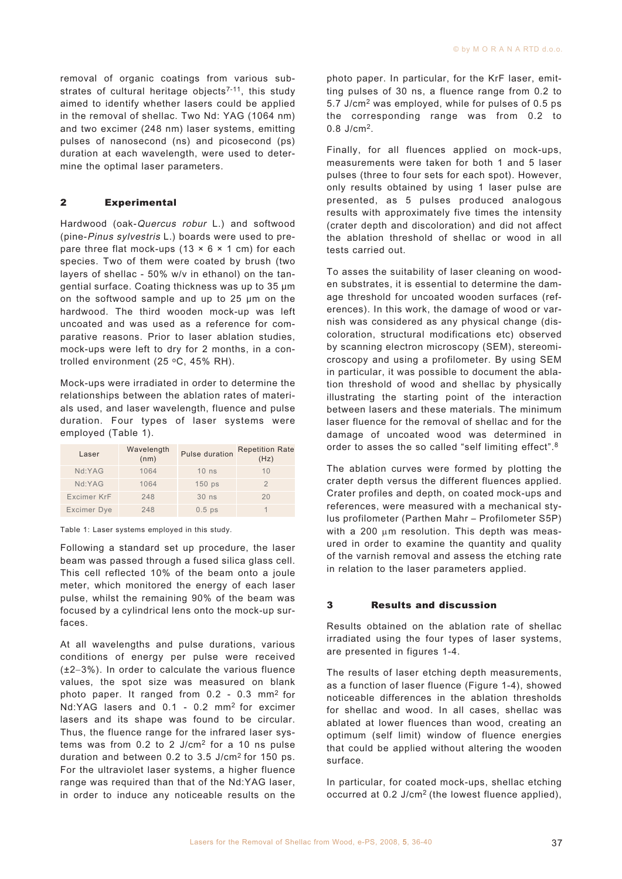removal of organic coatings from various substrates of cultural heritage objects[7-11], this study aimed to identify whether lasers could be applied in the removal of shellac. Two Nd: YAG (1064 nm) and two excimer (248 nm) laser systems, emitting pulses of nanosecond (ns) and picosecond (ps) duration at each wavelength, were used to determine the optimal laser parameters.

## 2 Experimental

Hardwood (oak-*Quercus robur* L.) and softwood (pine-*Pinus sylvestris* L.) boards were used to prepare three flat mock-ups (13 × 6 × 1 cm) for each species. Two of them were coated by brush (two layers of shellac - 50% w/v in ethanol) on the tangential surface. Coating thickness was up to 35 μm on the softwood sample and up to 25 μm on the hardwood. The third wooden mock-up was left uncoated and was used as a reference for comparative reasons. Prior to laser ablation studies, mock-ups were left to dry for 2 months, in a controlled environment (25 °C, 45% RH).

Mock-ups were irradiated in order to determine the relationships between the ablation rates of materials used, and laser wavelength, fluence and pulse duration. Four types of laser systems were employed (Table 1).

| Laser | Wavelength (nm) | Pulse duration | Repetition Rate (Hz) |
|---|---|---|---|
| Nd:YAG | 1064 | 10 ns | 10 |
| Nd:YAG | 1064 | 150 ps | 2 |
| Excimer KrF | 248 | 30 ns | 20 |
| Excimer Dye | 248 | 0.5 ps | 1 |

Table 1: Laser systems employed in this study.

Following a standard set up procedure, the laser beam was passed through a fused silica glass cell. This cell reflected 10% of the beam onto a joule meter, which monitored the energy of each laser pulse, whilst the remaining 90% of the beam was focused by a cylindrical lens onto the mock-up surfaces.

At all wavelengths and pulse durations, various conditions of energy per pulse were received (±2–3%). In order to calculate the various fluence values, the spot size was measured on blank photo paper. It ranged from 0.2 - 0.3 mm$^2$ for Nd:YAG lasers and 0.1 - 0.2 mm$^2$ for excimer lasers and its shape was found to be circular. Thus, the fluence range for the infrared laser systems was from 0.2 to 2 J/cm$^2$ for a 10 ns pulse duration and between 0.2 to 3.5 J/cm$^2$ for 150 ps. For the ultraviolet laser systems, a higher fluence range was required than that of the Nd:YAG laser, in order to induce any noticeable results on the photo paper. In particular, for the KrF laser, emitting pulses of 30 ns, a fluence range from 0.2 to 5.7 J/cm$^2$ was employed, while for pulses of 0.5 ps the corresponding range was from 0.2 to 0.8 J/cm$^2$.

Finally, for all fluences applied on mock-ups, measurements were taken for both 1 and 5 laser pulses (three to four sets for each spot). However, only results obtained by using 1 laser pulse are presented, as 5 pulses produced analogous results with approximately five times the intensity (crater depth and discoloration) and did not affect the ablation threshold of shellac or wood in all tests carried out.

To asses the suitability of laser cleaning on wooden substrates, it is essential to determine the damage threshold for uncoated wooden surfaces (references). In this work, the damage of wood or varnish was considered as any physical change (discoloration, structural modifications etc) observed by scanning electron microscopy (SEM), stereomicroscopy and using a profilometer. By using SEM in particular, it was possible to document the ablation threshold of wood and shellac by physically illustrating the starting point of the interaction between lasers and these materials. The minimum laser fluence for the removal of shellac and for the damage of uncoated wood was determined in order to asses the so called "self limiting effect".[8]

The ablation curves were formed by plotting the crater depth versus the different fluences applied. Crater profiles and depth, on coated mock-ups and references, were measured with a mechanical stylus profilometer (Parthen Mahr – Profilometer S5P) with a 200 μm resolution. This depth was measured in order to examine the quantity and quality of the varnish removal and assess the etching rate in relation to the laser parameters applied.

## 3 Results and discussion

Results obtained on the ablation rate of shellac irradiated using the four types of laser systems, are presented in figures 1-4.

The results of laser etching depth measurements, as a function of laser fluence (Figure 1-4), showed noticeable differences in the ablation thresholds for shellac and wood. In all cases, shellac was ablated at lower fluences than wood, creating an optimum (self limit) window of fluence energies that could be applied without altering the wooden surface.

In particular, for coated mock-ups, shellac etching occurred at 0.2 J/cm$^2$ (the lowest fluence applied),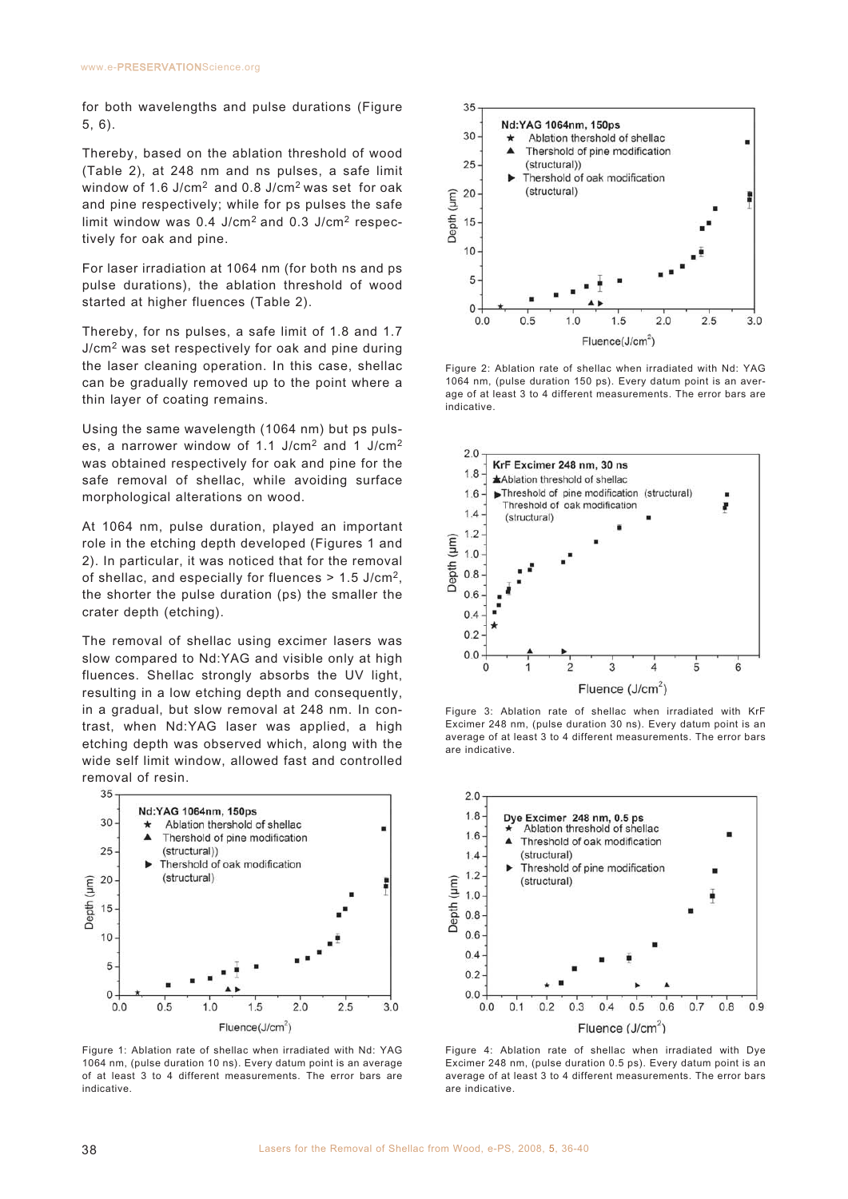for both wavelengths and pulse durations (Figure 5, 6).

Thereby, based on the ablation threshold of wood (Table 2), at 248 nm and ns pulses, a safe limit window of 1.6 J/cm$^2$ and 0.8 J/cm$^2$ was set for oak and pine respectively; while for ps pulses the safe limit window was 0.4 J/cm$^2$ and 0.3 J/cm$^2$ respectively for oak and pine.

For laser irradiation at 1064 nm (for both ns and ps pulse durations), the ablation threshold of wood started at higher fluences (Table 2).

Thereby, for ns pulses, a safe limit of 1.8 and 1.7 J/cm$^2$ was set respectively for oak and pine during the laser cleaning operation. In this case, shellac can be gradually removed up to the point where a thin layer of coating remains.

Using the same wavelength (1064 nm) but ps pulses, a narrower window of 1.1 J/cm$^2$ and 1 J/cm$^2$ was obtained respectively for oak and pine for the safe removal of shellac, while avoiding surface morphological alterations on wood.

At 1064 nm, pulse duration, played an important role in the etching depth developed (Figures 1 and 2). In particular, it was noticed that for the removal of shellac, and especially for fluences > 1.5 J/cm$^2$, the shorter the pulse duration (ps) the smaller the crater depth (etching).

The removal of shellac using excimer lasers was slow compared to Nd:YAG and visible only at high fluences. Shellac strongly absorbs the UV light, resulting in a low etching depth and consequently, in a gradual, but slow removal at 248 nm. In contrast, when Nd:YAG laser was applied, a high etching depth was observed which, along with the wide self limit window, allowed fast and controlled removal of resin.

Figure 1: Ablation rate of shellac when irradiated with Nd: YAG 1064 nm, (pulse duration 10 ns). Every datum point is an average of at least 3 to 4 different measurements. The error bars are indicative.

Figure 2: Ablation rate of shellac when irradiated with Nd: YAG 1064 nm, (pulse duration 150 ps). Every datum point is an average of at least 3 to 4 different measurements. The error bars are indicative.

Figure 3: Ablation rate of shellac when irradiated with KrF Excimer 248 nm, (pulse duration 30 ns). Every datum point is an average of at least 3 to 4 different measurements. The error bars are indicative.

Figure 4: Ablation rate of shellac when irradiated with Dye Excimer 248 nm, (pulse duration 0.5 ps). Every datum point is an average of at least 3 to 4 different measurements. The error bars are indicative.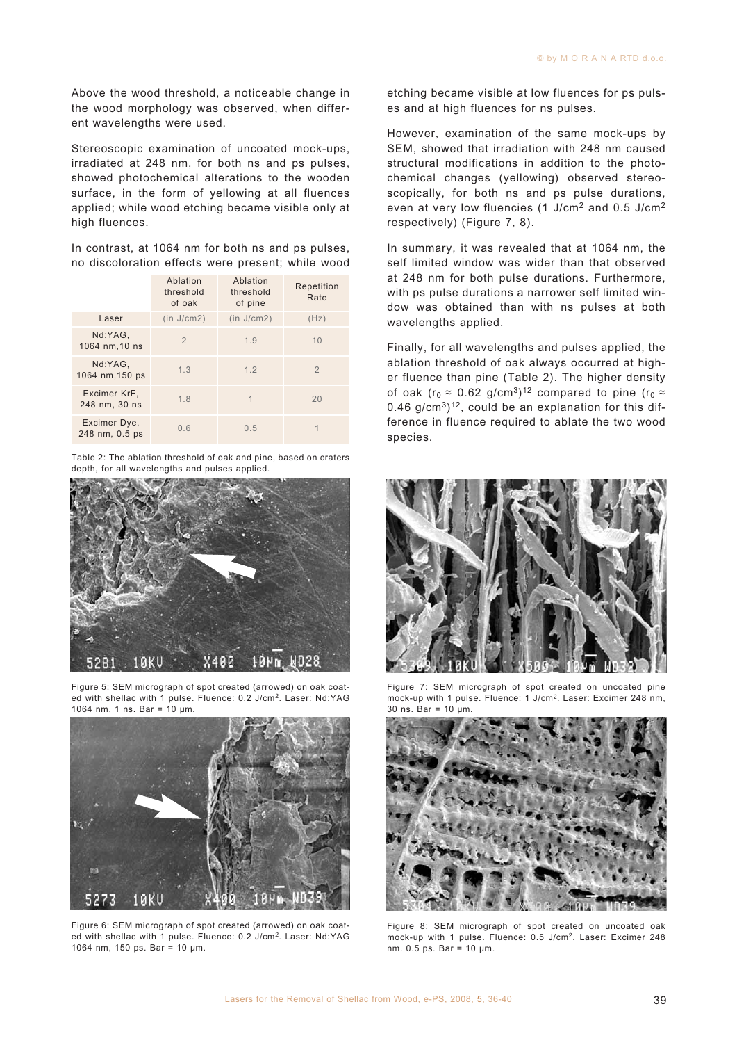Above the wood threshold, a noticeable change in the wood morphology was observed, when different wavelengths were used.

Stereoscopic examination of uncoated mock-ups, irradiated at 248 nm, for both ns and ps pulses, showed photochemical alterations to the wooden surface, in the form of yellowing at all fluences applied; while wood etching became visible only at high fluences.

In contrast, at 1064 nm for both ns and ps pulses, no discoloration effects were present; while wood etching became visible at low fluences for ps pulses and at high fluences for ns pulses.

| | Ablation threshold of oak | Ablation threshold of pine | Repetition Rate |
|---|---|---|---|
| Laser | (in J/cm2) | (in J/cm2) | (Hz) |
| Nd:YAG, 1064 nm,10 ns | 2 | 1.9 | 10 |
| Nd:YAG, 1064 nm,150 ps | 1.3 | 1.2 | 2 |
| Excimer KrF, 248 nm, 30 ns | 1.8 | 1 | 20 |
| Excimer Dye, 248 nm, 0.5 ps | 0.6 | 0.5 | 1 |

Table 2: The ablation threshold of oak and pine, based on craters depth, for all wavelengths and pulses applied.

However, examination of the same mock-ups by SEM, showed that irradiation with 248 nm caused structural modifications in addition to the photochemical changes (yellowing) observed stereoscopically, for both ns and ps pulse durations, even at very low fluencies (1 J/cm$^2$ and 0.5 J/cm$^2$ respectively) (Figure 7, 8).

In summary, it was revealed that at 1064 nm, the self limited window was wider than that observed at 248 nm for both pulse durations. Furthermore, with ps pulse durations a narrower self limited window was obtained than with ns pulses at both wavelengths applied.

Finally, for all wavelengths and pulses applied, the ablation threshold of oak always occurred at higher fluence than pine (Table 2). The higher density of oak ($r_0 \approx 0.62$ g/cm$^3$)[12] compared to pine ($r_0 \approx 0.46$ g/cm$^3$)[12], could be an explanation for this difference in fluence required to ablate the two wood species.

Figure 5: SEM micrograph of spot created (arrowed) on oak coated with shellac with 1 pulse. Fluence: 0.2 J/cm$^2$. Laser: Nd:YAG 1064 nm, 1 ns. Bar = 10 μm.

Figure 6: SEM micrograph of spot created (arrowed) on oak coated with shellac with 1 pulse. Fluence: 0.2 J/cm$^2$. Laser: Nd:YAG 1064 nm, 150 ps. Bar = 10 μm.

Figure 7: SEM micrograph of spot created on uncoated pine mock-up with 1 pulse. Fluence: 1 J/cm$^2$. Laser: Excimer 248 nm, 30 ns. Bar = 10 μm.

Figure 8: SEM micrograph of spot created on uncoated oak mock-up with 1 pulse. Fluence: 0.5 J/cm$^2$. Laser: Excimer 248 nm. 0.5 ps. Bar = 10 μm.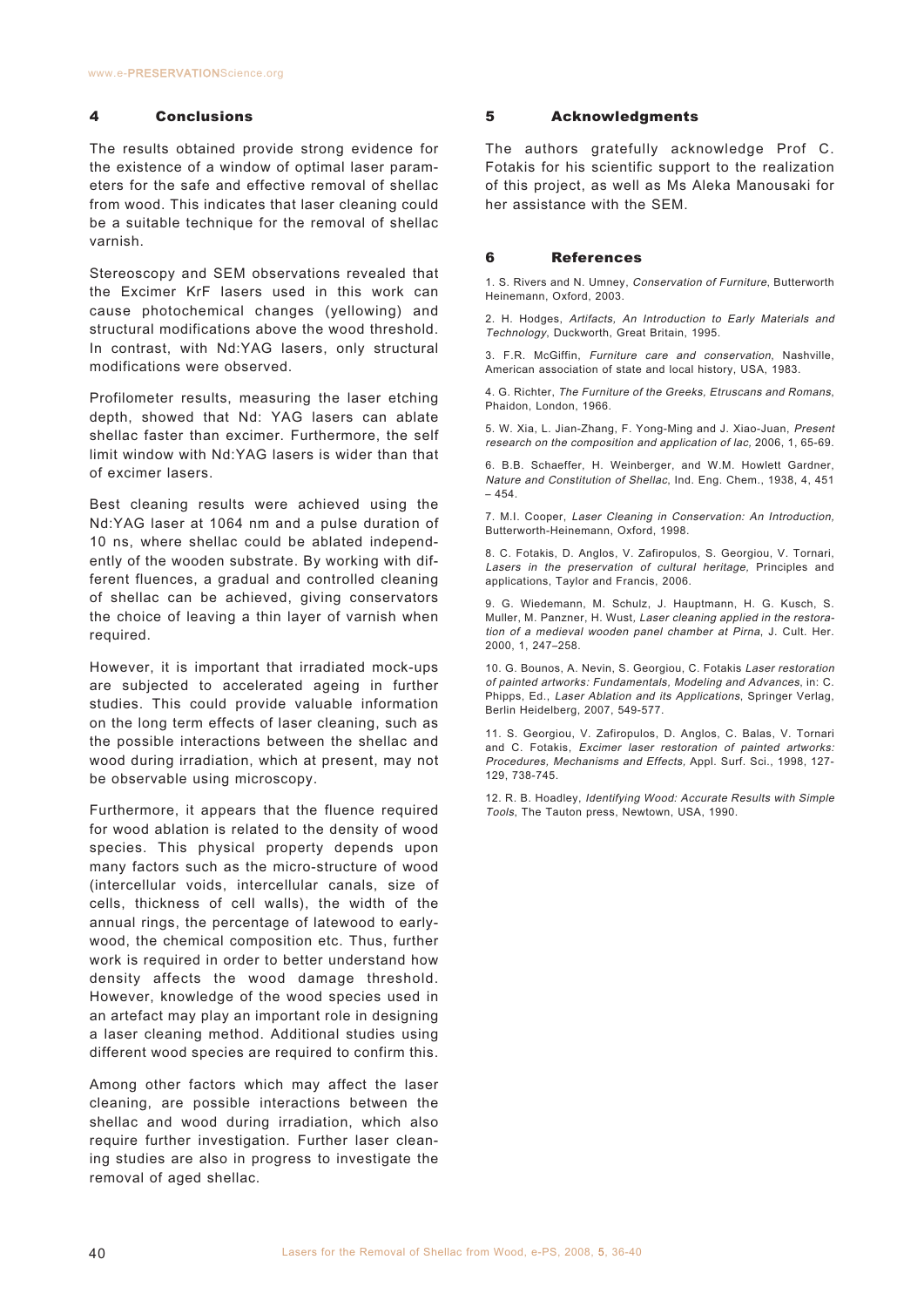## 4 Conclusions

The results obtained provide strong evidence for the existence of a window of optimal laser parameters for the safe and effective removal of shellac from wood. This indicates that laser cleaning could be a suitable technique for the removal of shellac varnish.

Stereoscopy and SEM observations revealed that the Excimer KrF lasers used in this work can cause photochemical changes (yellowing) and structural modifications above the wood threshold. In contrast, with Nd:YAG lasers, only structural modifications were observed.

Profilometer results, measuring the laser etching depth, showed that Nd: YAG lasers can ablate shellac faster than excimer. Furthermore, the self limit window with Nd:YAG lasers is wider than that of excimer lasers.

Best cleaning results were achieved using the Nd:YAG laser at 1064 nm and a pulse duration of 10 ns, where shellac could be ablated independently of the wooden substrate. By working with different fluences, a gradual and controlled cleaning of shellac can be achieved, giving conservators the choice of leaving a thin layer of varnish when required.

However, it is important that irradiated mock-ups are subjected to accelerated ageing in further studies. This could provide valuable information on the long term effects of laser cleaning, such as the possible interactions between the shellac and wood during irradiation, which at present, may not be observable using microscopy.

Furthermore, it appears that the fluence required for wood ablation is related to the density of wood species. This physical property depends upon many factors such as the micro-structure of wood (intercellular voids, intercellular canals, size of cells, thickness of cell walls), the width of the annual rings, the percentage of latewood to earlywood, the chemical composition etc. Thus, further work is required in order to better understand how density affects the wood damage threshold. However, knowledge of the wood species used in an artefact may play an important role in designing a laser cleaning method. Additional studies using different wood species are required to confirm this.

Among other factors which may affect the laser cleaning, are possible interactions between the shellac and wood during irradiation, which also require further investigation. Further laser cleaning studies are also in progress to investigate the removal of aged shellac.

## 5 Acknowledgments

The authors gratefully acknowledge Prof C. Fotakis for his scientific support to the realization of this project, as well as Ms Aleka Manousaki for her assistance with the SEM.

## 6 References

1. S. Rivers and N. Umney, *Conservation of Furniture*, Butterworth Heinemann, Oxford, 2003.

2. H. Hodges, *Artifacts, An Introduction to Early Materials and Technology*, Duckworth, Great Britain, 1995.

3. F.R. McGiffin, *Furniture care and conservation*, Nashville, American association of state and local history, USA, 1983.

4. G. Richter, *The Furniture of the Greeks, Etruscans and Romans*, Phaidon, London, 1966.

5. W. Xia, L. Jian-Zhang, F. Yong-Ming and J. Xiao-Juan, *Present research on the composition and application of lac,* 2006, 1, 65-69.

6. B.B. Schaeffer, H. Weinberger, and W.M. Howlett Gardner, *Nature and Constitution of Shellac*, Ind. Eng. Chem., 1938, 4, 451 – 454.

7. M.I. Cooper, *Laser Cleaning in Conservation: An Introduction,* Butterworth-Heinemann, Oxford, 1998.

8. C. Fotakis, D. Anglos, V. Zafiropulos, S. Georgiou, V. Tornari, *Lasers in the preservation of cultural heritage,* Principles and applications, Taylor and Francis, 2006.

9. G. Wiedemann, M. Schulz, J. Hauptmann, H. G. Kusch, S. Muller, M. Panzner, H. Wust, *Laser cleaning applied in the restoration of a medieval wooden panel chamber at Pirna*, J. Cult. Her. 2000, 1, 247–258.

10. G. Bounos, A. Nevin, S. Georgiou, C. Fotakis *Laser restoration of painted artworks: Fundamentals, Modeling and Advances*, in: C. Phipps, Ed., *Laser Ablation and its Applications*, Springer Verlag, Berlin Heidelberg, 2007, 549-577.

11. S. Georgiou, V. Zafiropulos, D. Anglos, C. Balas, V. Tornari and C. Fotakis, *Excimer laser restoration of painted artworks: Procedures, Mechanisms and Effects,* Appl. Surf. Sci., 1998, 127-129, 738-745.

12. R. B. Hoadley, *Identifying Wood: Accurate Results with Simple Tools*, The Tauton press, Newtown, USA, 1990.